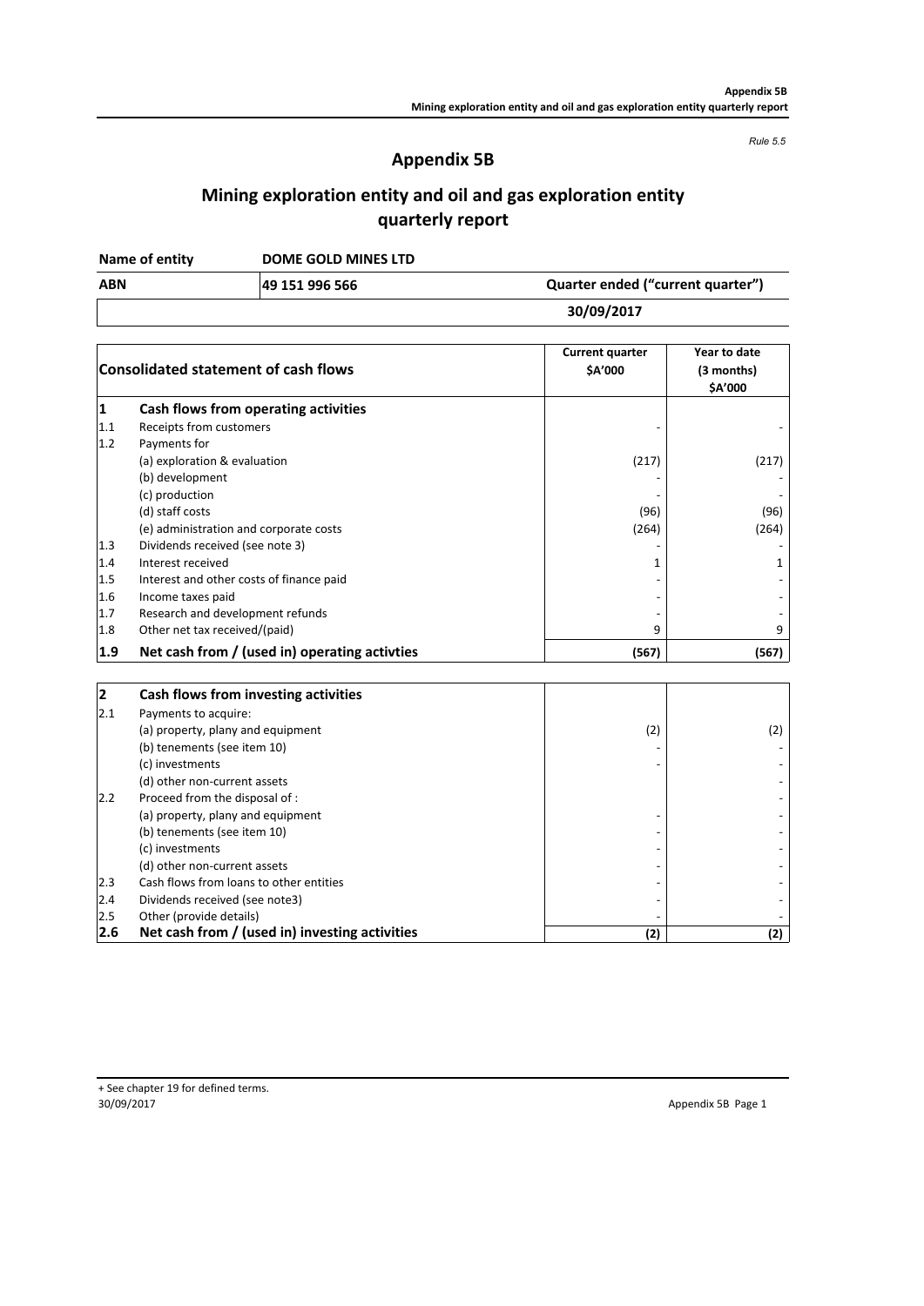*Rule 5.5*

# Appendix 5B

## Mining exploration entity and oil and gas exploration entity quarterly report

| Name of entity | DOME GOLD MINES LTD | |
|---|---|---|
| ABN | 49 151 996 566 | Quarter ended ("current quarter") |
| | | 30/09/2017 |

| | Consolidated statement of cash flows | Current quarter $A'000 | Year to date (3 months) $A'000 |
|---|---|---|---|
| **1** | **Cash flows from operating activities** | | |
| 1.1 | Receipts from customers | - | - |
| 1.2 | Payments for | | |
| | (a) exploration & evaluation | (217) | (217) |
| | (b) development | - | - |
| | (c) production | - | - |
| | (d) staff costs | (96) | (96) |
| | (e) administration and corporate costs | (264) | (264) |
| 1.3 | Dividends received (see note 3) | - | - |
| 1.4 | Interest received | 1 | 1 |
| 1.5 | Interest and other costs of finance paid | - | - |
| 1.6 | Income taxes paid | - | - |
| 1.7 | Research and development refunds | - | - |
| 1.8 | Other net tax received/(paid) | 9 | 9 |
| **1.9** | **Net cash from / (used in) operating activties** | **(567)** | **(567)** |

| | | | |
|---|---|---|---|
| **2** | **Cash flows from investing activities** | | |
| 2.1 | Payments to acquire: | | |
| | (a) property, plany and equipment | (2) | (2) |
| | (b) tenements (see item 10) | - | - |
| | (c) investments | - | - |
| | (d) other non-current assets | | - |
| 2.2 | Proceed from the disposal of : | | - |
| | (a) property, plany and equipment | - | - |
| | (b) tenements (see item 10) | - | - |
| | (c) investments | - | - |
| | (d) other non-current assets | - | - |
| 2.3 | Cash flows from loans to other entities | - | - |
| 2.4 | Dividends received (see note3) | - | - |
| 2.5 | Other (provide details) | - | - |
| **2.6** | **Net cash from / (used in) investing activities** | **(2)** | **(2)** |

+ See chapter 19 for defined terms.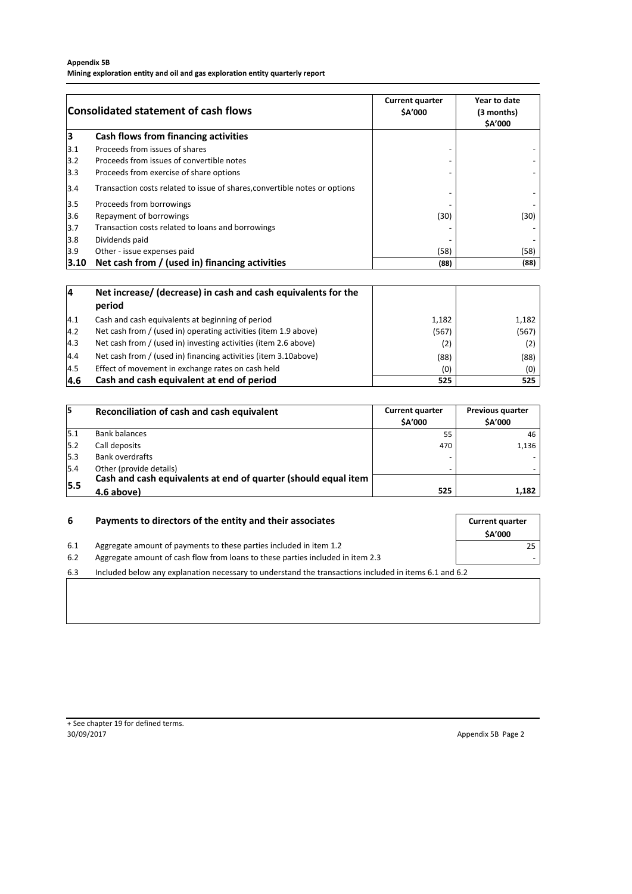**Appendix 5B**
**Mining exploration entity and oil and gas exploration entity quarterly report**

| | Consolidated statement of cash flows | Current quarter $A'000 | Year to date (3 months) $A'000 |
|---|---|---|---|
| **3** | **Cash flows from financing activities** | | |
| 3.1 | Proceeds from issues of shares | - | - |
| 3.2 | Proceeds from issues of convertible notes | - | - |
| 3.3 | Proceeds from exercise of share options | - | - |
| 3.4 | Transaction costs related to issue of shares,convertible notes or options | - | - |
| 3.5 | Proceeds from borrowings | - | - |
| 3.6 | Repayment of borrowings | (30) | (30) |
| 3.7 | Transaction costs related to loans and borrowings | - | - |
| 3.8 | Dividends paid | - | - |
| 3.9 | Other - issue expenses paid | (58) | (58) |
| **3.10** | **Net cash from / (used in) financing activities** | **(88)** | **(88)** |

| | | | |
|---|---|---|---|
| **4** | **Net increase/ (decrease) in cash and cash equivalents for the period** | | |
| 4.1 | Cash and cash equivalents at beginning of period | 1,182 | 1,182 |
| 4.2 | Net cash from / (used in) operating activities (item 1.9 above) | (567) | (567) |
| 4.3 | Net cash from / (used in) investing activities (item 2.6 above) | (2) | (2) |
| 4.4 | Net cash from / (used in) financing activities (item 3.10above) | (88) | (88) |
| 4.5 | Effect of movement in exchange rates on cash held | (0) | (0) |
| **4.6** | **Cash and cash equivalent at end of period** | **525** | **525** |

| **5** | **Reconciliation of cash and cash equivalent** | **Current quarter $A'000** | **Previous quarter $A'000** |
|---|---|---|---|
| 5.1 | Bank balances | 55 | 46 |
| 5.2 | Call deposits | 470 | 1,136 |
| 5.3 | Bank overdrafts | - | - |
| 5.4 | Other (provide details) | - | - |
| **5.5** | **Cash and cash equivalents at end of quarter (should equal item 4.6 above)** | **525** | **1,182** |

| **6** | **Payments to directors of the entity and their associates** | **Current quarter $A'000** |
|---|---|---|
| 6.1 | Aggregate amount of payments to these parties included in item 1.2 | 25 |
| 6.2 | Aggregate amount of cash flow from loans to these parties included in item 2.3 | - |

6.3 Included below any explanation necessary to understand the transactions included in items 6.1 and 6.2

+ See chapter 19 for defined terms.
30/09/2017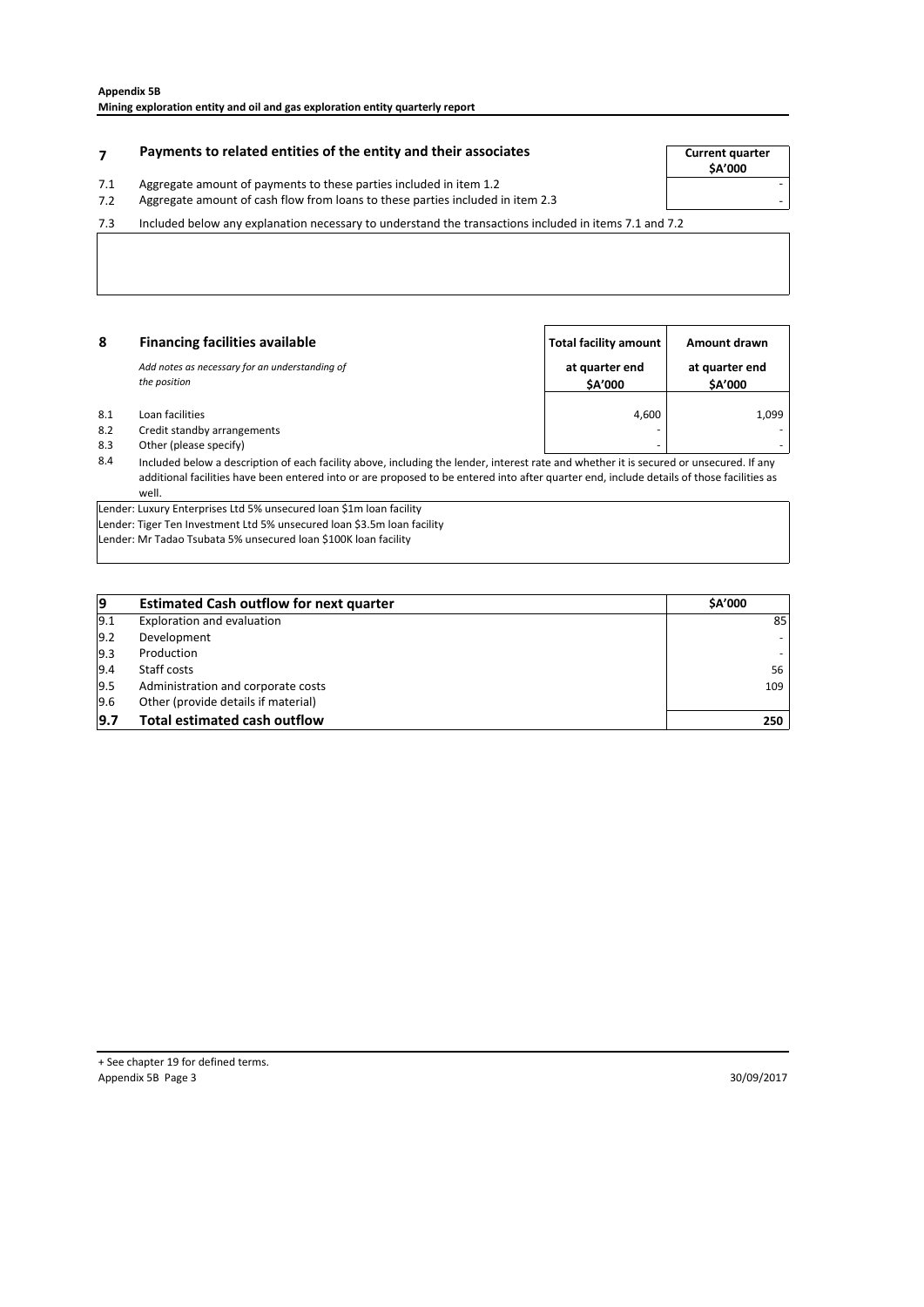## 7 Payments to related entities of the entity and their associates

| | | Current quarter $A'000 |
|---|---|---|
| 7.1 | Aggregate amount of payments to these parties included in item 1.2 | - |
| 7.2 | Aggregate amount of cash flow from loans to these parties included in item 2.3 | - |

7.3 Included below any explanation necessary to understand the transactions included in items 7.1 and 7.2

## 8 Financing facilities available

*Add notes as necessary for an understanding of the position*

| | | Total facility amount at quarter end $A'000 | Amount drawn at quarter end $A'000 |
|---|---|---|---|
| 8.1 | Loan facilities | 4,600 | 1,099 |
| 8.2 | Credit standby arrangements | - | - |
| 8.3 | Other (please specify) | - | - |

8.4 Included below a description of each facility above, including the lender, interest rate and whether it is secured or unsecured. If any additional facilities have been entered into or are proposed to be entered into after quarter end, include details of those facilities as well.

Lender: Luxury Enterprises Ltd 5% unsecured loan $1m loan facility
Lender: Tiger Ten Investment Ltd 5% unsecured loan $3.5m loan facility
Lender: Mr Tadao Tsubata 5% unsecured loan $100K loan facility

| 9 | Estimated Cash outflow for next quarter | $A'000 |
|---|---|---|
| 9.1 | Exploration and evaluation | 85 |
| 9.2 | Development | - |
| 9.3 | Production | - |
| 9.4 | Staff costs | 56 |
| 9.5 | Administration and corporate costs | 109 |
| 9.6 | Other (provide details if material) | |
| **9.7** | **Total estimated cash outflow** | **250** |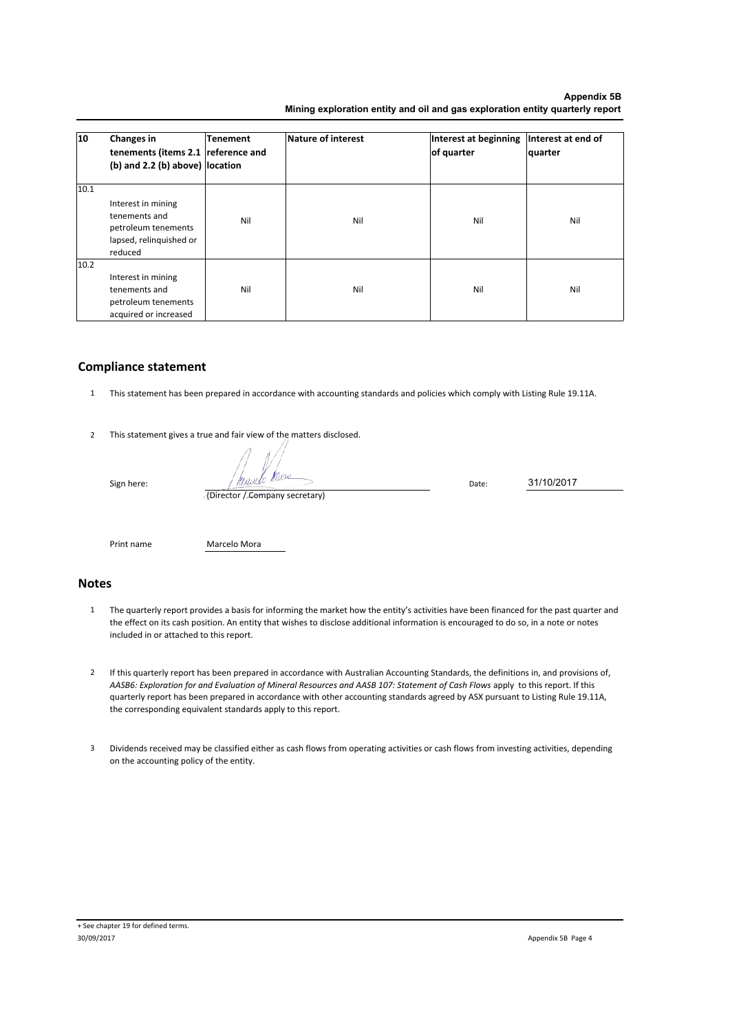| 10 | Changes in tenements (items 2.1 (b) and 2.2 (b) above) | Tenement reference and location | Nature of interest | Interest at beginning of quarter | Interest at end of quarter |
|---|---|---|---|---|---|
| 10.1 | Interest in mining tenements and petroleum tenements lapsed, relinquished or reduced | Nil | Nil | Nil | Nil |
| 10.2 | Interest in mining tenements and petroleum tenements acquired or increased | Nil | Nil | Nil | Nil |

## Compliance statement

1. This statement has been prepared in accordance with accounting standards and policies which comply with Listing Rule 19.11A.

2. This statement gives a true and fair view of the matters disclosed.

Sign here: ______________________ (Director / Company secretary) Date: 31/10/2017

Print name Marcelo Mora

## Notes

1. The quarterly report provides a basis for informing the market how the entity's activities have been financed for the past quarter and the effect on its cash position. An entity that wishes to disclose additional information is encouraged to do so, in a note or notes included in or attached to this report.

2. If this quarterly report has been prepared in accordance with Australian Accounting Standards, the definitions in, and provisions of, *AASB6: Exploration for and Evaluation of Mineral Resources and AASB 107: Statement of Cash Flows* apply to this report. If this quarterly report has been prepared in accordance with other accounting standards agreed by ASX pursuant to Listing Rule 19.11A, the corresponding equivalent standards apply to this report.

3. Dividends received may be classified either as cash flows from operating activities or cash flows from investing activities, depending on the accounting policy of the entity.

+ See chapter 19 for defined terms.